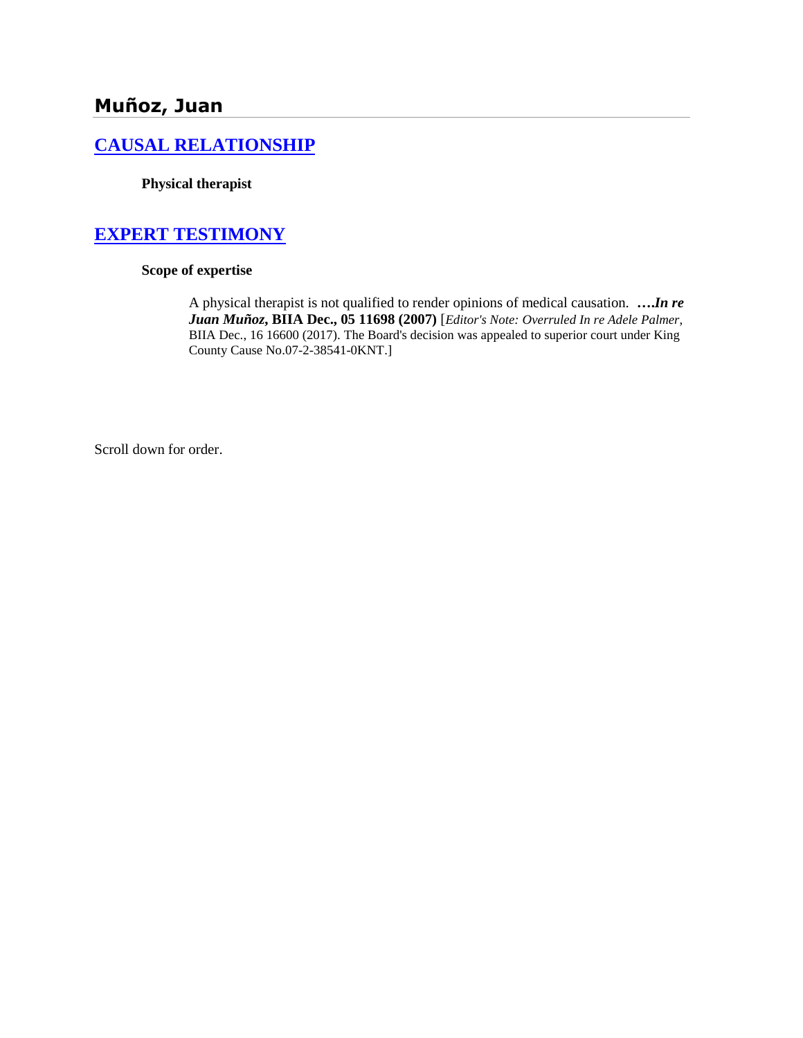# Muñoz, Juan

## [CAUSAL RELATIONSHIP]

**Physical therapist**

## [EXPERT TESTIMONY]

**Scope of expertise**

A physical therapist is not qualified to render opinions of medical causation. **….*In re Juan Muñoz*, BIIA Dec., 05 11698 (2007)** [*Editor's Note: Overruled In re Adele Palmer,* BIIA Dec., 16 16600 (2017). The Board's decision was appealed to superior court under King County Cause No.07-2-38541-0KNT.]

Scroll down for order.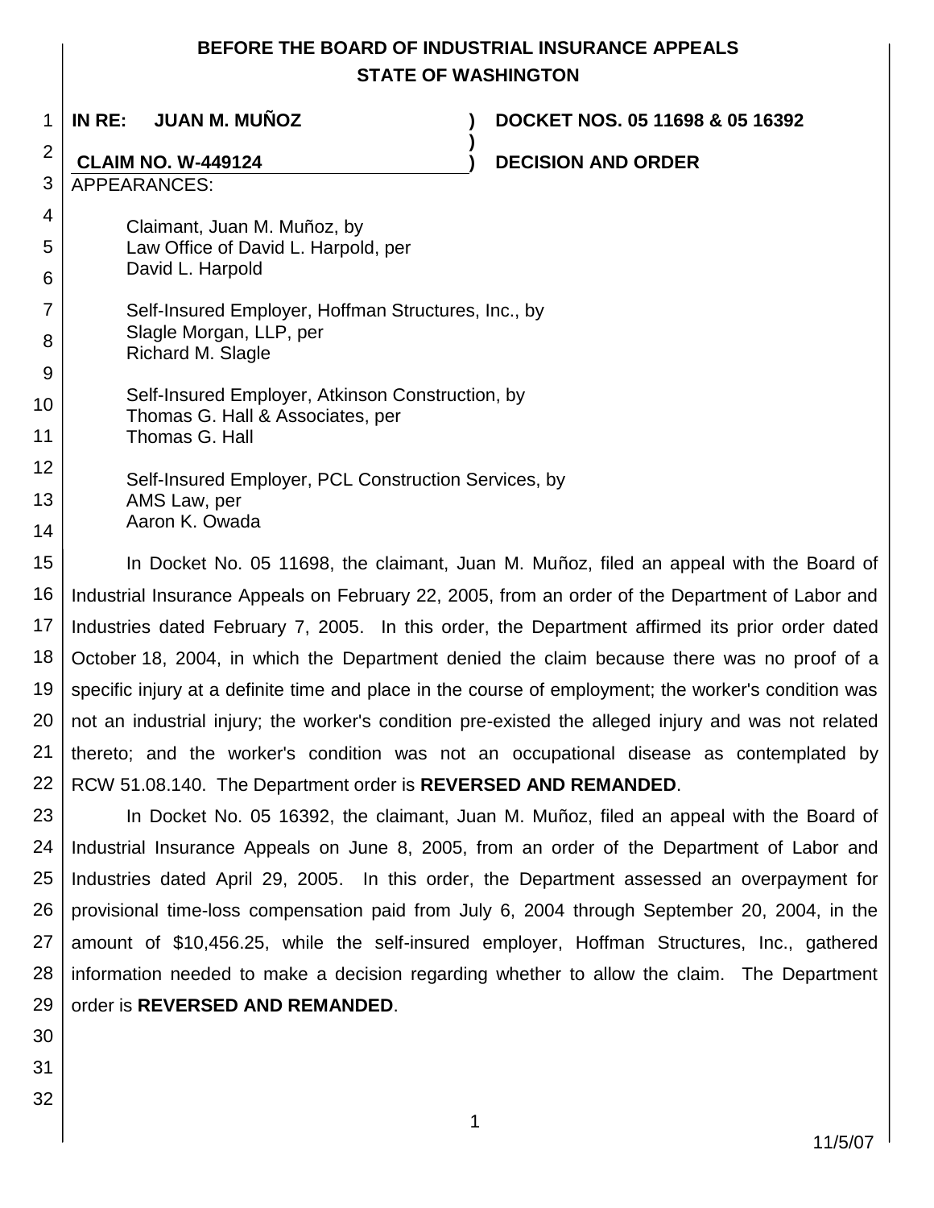**BEFORE THE BOARD OF INDUSTRIAL INSURANCE APPEALS**
**STATE OF WASHINGTON**

**IN RE: JUAN M. MUÑOZ** ) **DOCKET NOS. 05 11698 & 05 16392**
)
**CLAIM NO. W-449124** ) **DECISION AND ORDER**

APPEARANCES:

Claimant, Juan M. Muñoz, by
Law Office of David L. Harpold, per
David L. Harpold

Self-Insured Employer, Hoffman Structures, Inc., by
Slagle Morgan, LLP, per
Richard M. Slagle

Self-Insured Employer, Atkinson Construction, by
Thomas G. Hall & Associates, per
Thomas G. Hall

Self-Insured Employer, PCL Construction Services, by
AMS Law, per
Aaron K. Owada

In Docket No. 05 11698, the claimant, Juan M. Muñoz, filed an appeal with the Board of Industrial Insurance Appeals on February 22, 2005, from an order of the Department of Labor and Industries dated February 7, 2005. In this order, the Department affirmed its prior order dated October 18, 2004, in which the Department denied the claim because there was no proof of a specific injury at a definite time and place in the course of employment; the worker's condition was not an industrial injury; the worker's condition pre-existed the alleged injury and was not related thereto; and the worker's condition was not an occupational disease as contemplated by RCW 51.08.140. The Department order is **REVERSED AND REMANDED**.

In Docket No. 05 16392, the claimant, Juan M. Muñoz, filed an appeal with the Board of Industrial Insurance Appeals on June 8, 2005, from an order of the Department of Labor and Industries dated April 29, 2005. In this order, the Department assessed an overpayment for provisional time-loss compensation paid from July 6, 2004 through September 20, 2004, in the amount of $10,456.25, while the self-insured employer, Hoffman Structures, Inc., gathered information needed to make a decision regarding whether to allow the claim. The Department order is **REVERSED AND REMANDED**.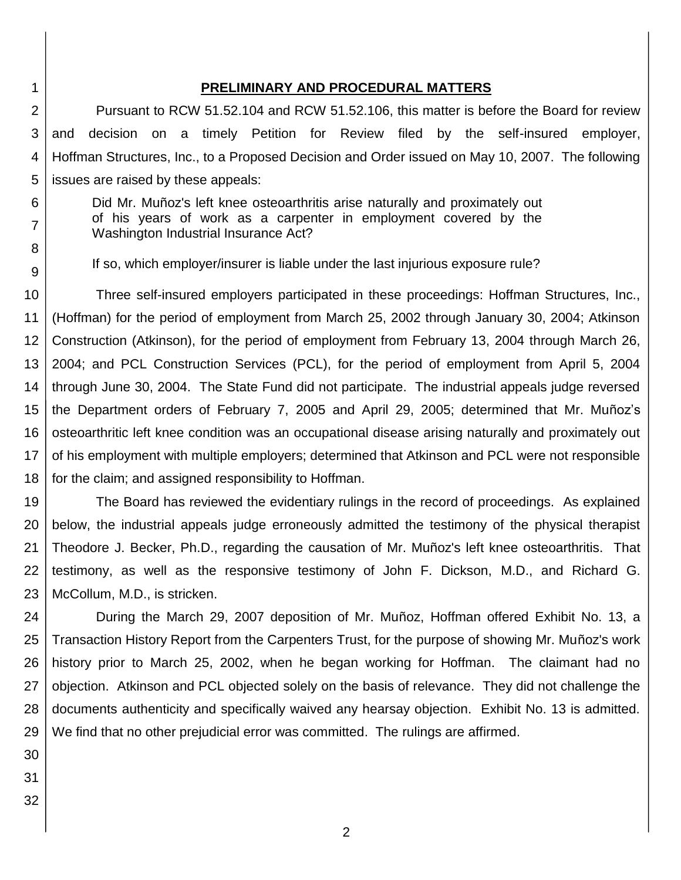## PRELIMINARY AND PROCEDURAL MATTERS

Pursuant to RCW 51.52.104 and RCW 51.52.106, this matter is before the Board for review and decision on a timely Petition for Review filed by the self-insured employer, Hoffman Structures, Inc., to a Proposed Decision and Order issued on May 10, 2007. The following issues are raised by these appeals:

> Did Mr. Muñoz's left knee osteoarthritis arise naturally and proximately out of his years of work as a carpenter in employment covered by the Washington Industrial Insurance Act?
>
> If so, which employer/insurer is liable under the last injurious exposure rule?

Three self-insured employers participated in these proceedings: Hoffman Structures, Inc., (Hoffman) for the period of employment from March 25, 2002 through January 30, 2004; Atkinson Construction (Atkinson), for the period of employment from February 13, 2004 through March 26, 2004; and PCL Construction Services (PCL), for the period of employment from April 5, 2004 through June 30, 2004. The State Fund did not participate. The industrial appeals judge reversed the Department orders of February 7, 2005 and April 29, 2005; determined that Mr. Muñoz's osteoarthritic left knee condition was an occupational disease arising naturally and proximately out of his employment with multiple employers; determined that Atkinson and PCL were not responsible for the claim; and assigned responsibility to Hoffman.

The Board has reviewed the evidentiary rulings in the record of proceedings. As explained below, the industrial appeals judge erroneously admitted the testimony of the physical therapist Theodore J. Becker, Ph.D., regarding the causation of Mr. Muñoz's left knee osteoarthritis. That testimony, as well as the responsive testimony of John F. Dickson, M.D., and Richard G. McCollum, M.D., is stricken.

During the March 29, 2007 deposition of Mr. Muñoz, Hoffman offered Exhibit No. 13, a Transaction History Report from the Carpenters Trust, for the purpose of showing Mr. Muñoz's work history prior to March 25, 2002, when he began working for Hoffman. The claimant had no objection. Atkinson and PCL objected solely on the basis of relevance. They did not challenge the documents authenticity and specifically waived any hearsay objection. Exhibit No. 13 is admitted. We find that no other prejudicial error was committed. The rulings are affirmed.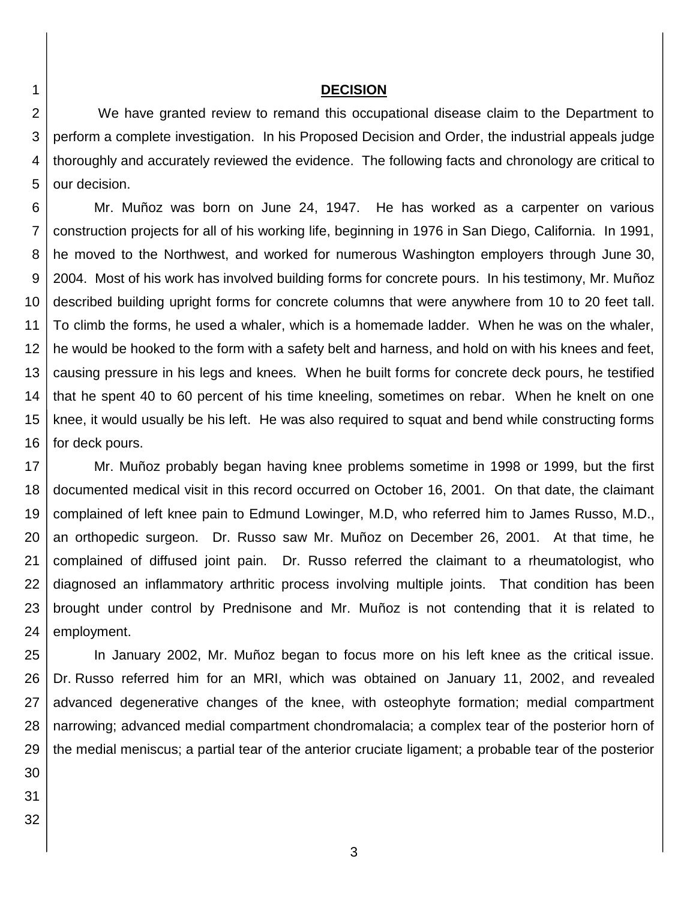## DECISION

We have granted review to remand this occupational disease claim to the Department to perform a complete investigation. In his Proposed Decision and Order, the industrial appeals judge thoroughly and accurately reviewed the evidence. The following facts and chronology are critical to our decision.

Mr. Muñoz was born on June 24, 1947. He has worked as a carpenter on various construction projects for all of his working life, beginning in 1976 in San Diego, California. In 1991, he moved to the Northwest, and worked for numerous Washington employers through June 30, 2004. Most of his work has involved building forms for concrete pours. In his testimony, Mr. Muñoz described building upright forms for concrete columns that were anywhere from 10 to 20 feet tall. To climb the forms, he used a whaler, which is a homemade ladder. When he was on the whaler, he would be hooked to the form with a safety belt and harness, and hold on with his knees and feet, causing pressure in his legs and knees. When he built forms for concrete deck pours, he testified that he spent 40 to 60 percent of his time kneeling, sometimes on rebar. When he knelt on one knee, it would usually be his left. He was also required to squat and bend while constructing forms for deck pours.

Mr. Muñoz probably began having knee problems sometime in 1998 or 1999, but the first documented medical visit in this record occurred on October 16, 2001. On that date, the claimant complained of left knee pain to Edmund Lowinger, M.D, who referred him to James Russo, M.D., an orthopedic surgeon. Dr. Russo saw Mr. Muñoz on December 26, 2001. At that time, he complained of diffused joint pain. Dr. Russo referred the claimant to a rheumatologist, who diagnosed an inflammatory arthritic process involving multiple joints. That condition has been brought under control by Prednisone and Mr. Muñoz is not contending that it is related to employment.

In January 2002, Mr. Muñoz began to focus more on his left knee as the critical issue. Dr. Russo referred him for an MRI, which was obtained on January 11, 2002, and revealed advanced degenerative changes of the knee, with osteophyte formation; medial compartment narrowing; advanced medial compartment chondromalacia; a complex tear of the posterior horn of the medial meniscus; a partial tear of the anterior cruciate ligament; a probable tear of the posterior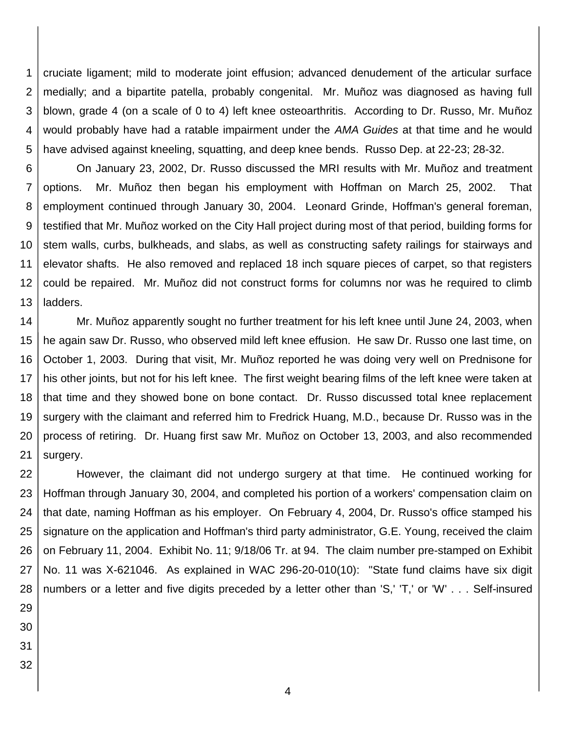cruciate ligament; mild to moderate joint effusion; advanced denudement of the articular surface medially; and a bipartite patella, probably congenital. Mr. Muñoz was diagnosed as having full blown, grade 4 (on a scale of 0 to 4) left knee osteoarthritis. According to Dr. Russo, Mr. Muñoz would probably have had a ratable impairment under the *AMA Guides* at that time and he would have advised against kneeling, squatting, and deep knee bends. Russo Dep. at 22-23; 28-32.

On January 23, 2002, Dr. Russo discussed the MRI results with Mr. Muñoz and treatment options. Mr. Muñoz then began his employment with Hoffman on March 25, 2002. That employment continued through January 30, 2004. Leonard Grinde, Hoffman's general foreman, testified that Mr. Muñoz worked on the City Hall project during most of that period, building forms for stem walls, curbs, bulkheads, and slabs, as well as constructing safety railings for stairways and elevator shafts. He also removed and replaced 18 inch square pieces of carpet, so that registers could be repaired. Mr. Muñoz did not construct forms for columns nor was he required to climb ladders.

Mr. Muñoz apparently sought no further treatment for his left knee until June 24, 2003, when he again saw Dr. Russo, who observed mild left knee effusion. He saw Dr. Russo one last time, on October 1, 2003. During that visit, Mr. Muñoz reported he was doing very well on Prednisone for his other joints, but not for his left knee. The first weight bearing films of the left knee were taken at that time and they showed bone on bone contact. Dr. Russo discussed total knee replacement surgery with the claimant and referred him to Fredrick Huang, M.D., because Dr. Russo was in the process of retiring. Dr. Huang first saw Mr. Muñoz on October 13, 2003, and also recommended surgery.

However, the claimant did not undergo surgery at that time. He continued working for Hoffman through January 30, 2004, and completed his portion of a workers' compensation claim on that date, naming Hoffman as his employer. On February 4, 2004, Dr. Russo's office stamped his signature on the application and Hoffman's third party administrator, G.E. Young, received the claim on February 11, 2004. Exhibit No. 11; 9/18/06 Tr. at 94. The claim number pre-stamped on Exhibit No. 11 was X-621046. As explained in WAC 296-20-010(10): "State fund claims have six digit numbers or a letter and five digits preceded by a letter other than 'S,' 'T,' or 'W' . . . Self-insured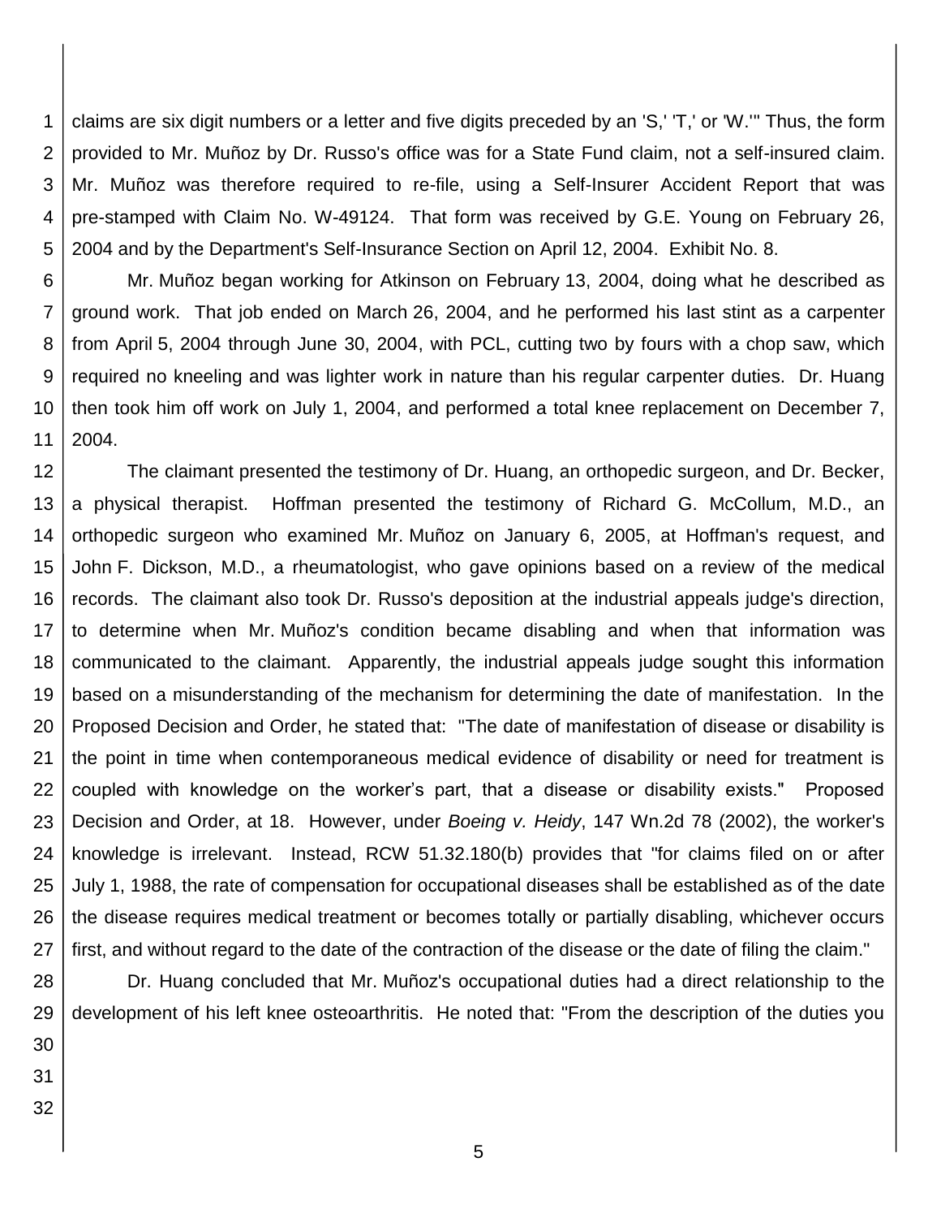claims are six digit numbers or a letter and five digits preceded by an 'S,' 'T,' or 'W.'" Thus, the form provided to Mr. Muñoz by Dr. Russo's office was for a State Fund claim, not a self-insured claim. Mr. Muñoz was therefore required to re-file, using a Self-Insurer Accident Report that was pre-stamped with Claim No. W-49124. That form was received by G.E. Young on February 26, 2004 and by the Department's Self-Insurance Section on April 12, 2004. Exhibit No. 8.

Mr. Muñoz began working for Atkinson on February 13, 2004, doing what he described as ground work. That job ended on March 26, 2004, and he performed his last stint as a carpenter from April 5, 2004 through June 30, 2004, with PCL, cutting two by fours with a chop saw, which required no kneeling and was lighter work in nature than his regular carpenter duties. Dr. Huang then took him off work on July 1, 2004, and performed a total knee replacement on December 7, 2004.

The claimant presented the testimony of Dr. Huang, an orthopedic surgeon, and Dr. Becker, a physical therapist. Hoffman presented the testimony of Richard G. McCollum, M.D., an orthopedic surgeon who examined Mr. Muñoz on January 6, 2005, at Hoffman's request, and John F. Dickson, M.D., a rheumatologist, who gave opinions based on a review of the medical records. The claimant also took Dr. Russo's deposition at the industrial appeals judge's direction, to determine when Mr. Muñoz's condition became disabling and when that information was communicated to the claimant. Apparently, the industrial appeals judge sought this information based on a misunderstanding of the mechanism for determining the date of manifestation. In the Proposed Decision and Order, he stated that: "The date of manifestation of disease or disability is the point in time when contemporaneous medical evidence of disability or need for treatment is coupled with knowledge on the worker's part, that a disease or disability exists." Proposed Decision and Order, at 18. However, under *Boeing v. Heidy*, 147 Wn.2d 78 (2002), the worker's knowledge is irrelevant. Instead, RCW 51.32.180(b) provides that "for claims filed on or after July 1, 1988, the rate of compensation for occupational diseases shall be established as of the date the disease requires medical treatment or becomes totally or partially disabling, whichever occurs first, and without regard to the date of the contraction of the disease or the date of filing the claim."

Dr. Huang concluded that Mr. Muñoz's occupational duties had a direct relationship to the development of his left knee osteoarthritis. He noted that: "From the description of the duties you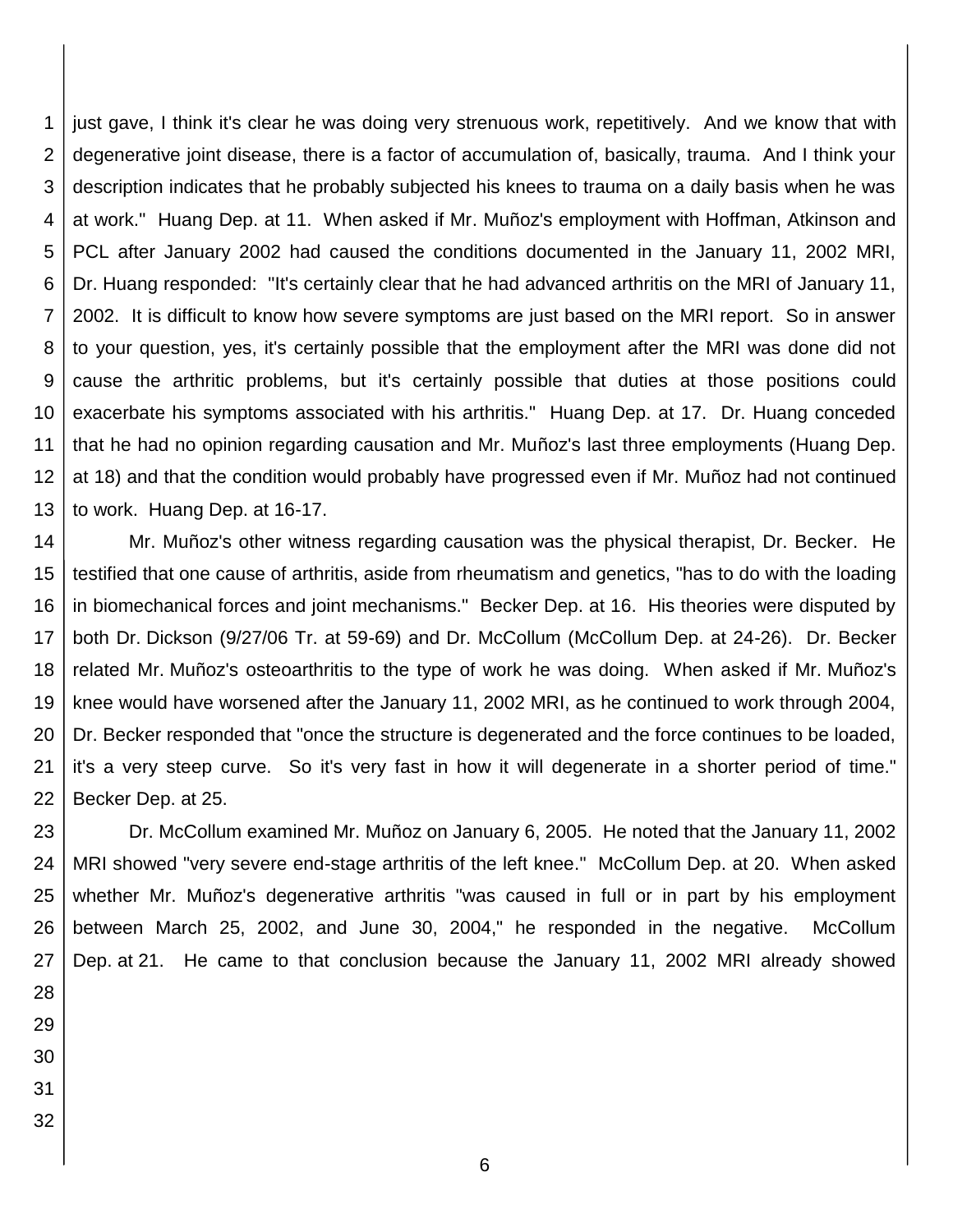just gave, I think it's clear he was doing very strenuous work, repetitively. And we know that with degenerative joint disease, there is a factor of accumulation of, basically, trauma. And I think your description indicates that he probably subjected his knees to trauma on a daily basis when he was at work." Huang Dep. at 11. When asked if Mr. Muñoz's employment with Hoffman, Atkinson and PCL after January 2002 had caused the conditions documented in the January 11, 2002 MRI, Dr. Huang responded: "It's certainly clear that he had advanced arthritis on the MRI of January 11, 2002. It is difficult to know how severe symptoms are just based on the MRI report. So in answer to your question, yes, it's certainly possible that the employment after the MRI was done did not cause the arthritic problems, but it's certainly possible that duties at those positions could exacerbate his symptoms associated with his arthritis." Huang Dep. at 17. Dr. Huang conceded that he had no opinion regarding causation and Mr. Muñoz's last three employments (Huang Dep. at 18) and that the condition would probably have progressed even if Mr. Muñoz had not continued to work. Huang Dep. at 16-17.

Mr. Muñoz's other witness regarding causation was the physical therapist, Dr. Becker. He testified that one cause of arthritis, aside from rheumatism and genetics, "has to do with the loading in biomechanical forces and joint mechanisms." Becker Dep. at 16. His theories were disputed by both Dr. Dickson (9/27/06 Tr. at 59-69) and Dr. McCollum (McCollum Dep. at 24-26). Dr. Becker related Mr. Muñoz's osteoarthritis to the type of work he was doing. When asked if Mr. Muñoz's knee would have worsened after the January 11, 2002 MRI, as he continued to work through 2004, Dr. Becker responded that "once the structure is degenerated and the force continues to be loaded, it's a very steep curve. So it's very fast in how it will degenerate in a shorter period of time." Becker Dep. at 25.

Dr. McCollum examined Mr. Muñoz on January 6, 2005. He noted that the January 11, 2002 MRI showed "very severe end-stage arthritis of the left knee." McCollum Dep. at 20. When asked whether Mr. Muñoz's degenerative arthritis "was caused in full or in part by his employment between March 25, 2002, and June 30, 2004," he responded in the negative. McCollum Dep. at 21. He came to that conclusion because the January 11, 2002 MRI already showed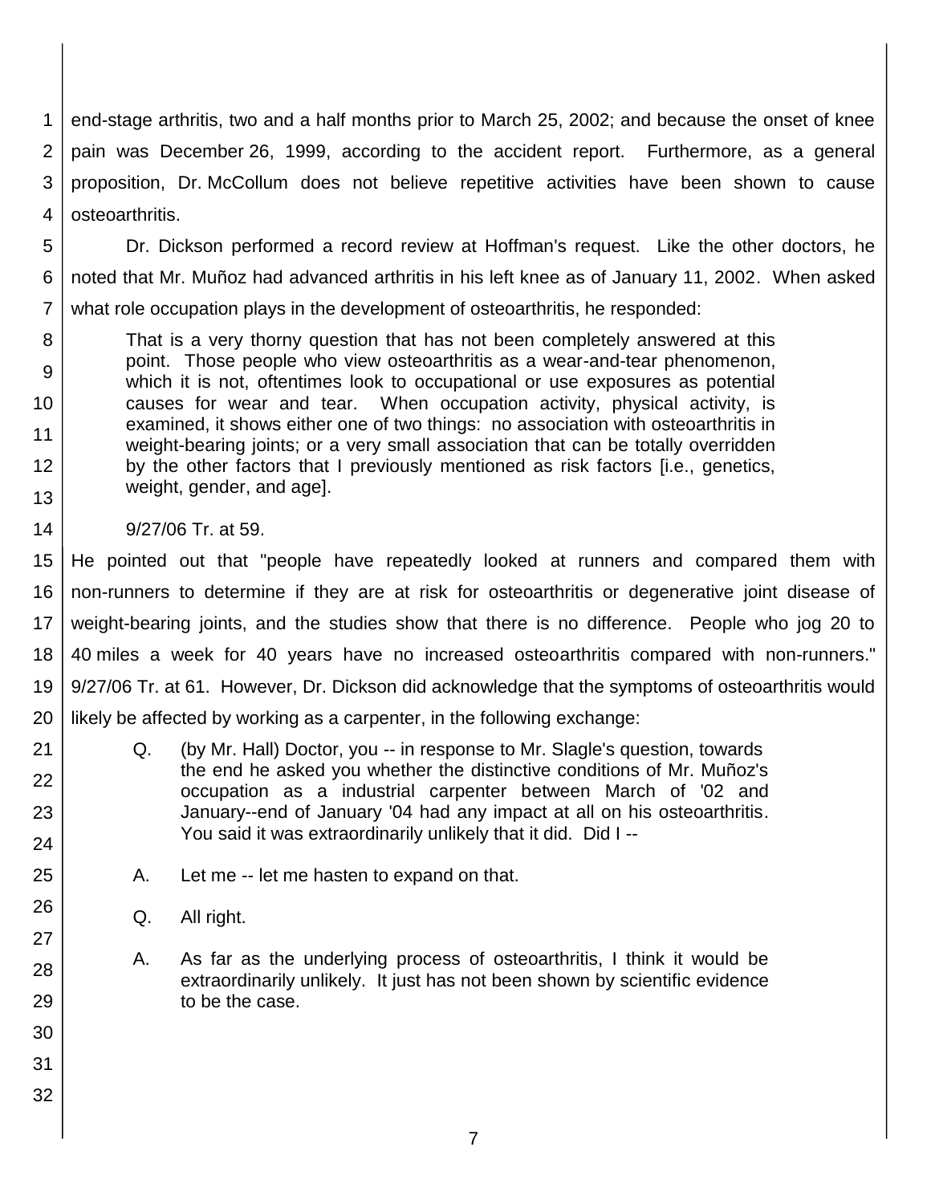end-stage arthritis, two and a half months prior to March 25, 2002; and because the onset of knee pain was December 26, 1999, according to the accident report. Furthermore, as a general proposition, Dr. McCollum does not believe repetitive activities have been shown to cause osteoarthritis.

Dr. Dickson performed a record review at Hoffman's request. Like the other doctors, he noted that Mr. Muñoz had advanced arthritis in his left knee as of January 11, 2002. When asked what role occupation plays in the development of osteoarthritis, he responded:

> That is a very thorny question that has not been completely answered at this point. Those people who view osteoarthritis as a wear-and-tear phenomenon, which it is not, oftentimes look to occupational or use exposures as potential causes for wear and tear. When occupation activity, physical activity, is examined, it shows either one of two things: no association with osteoarthritis in weight-bearing joints; or a very small association that can be totally overridden by the other factors that I previously mentioned as risk factors [i.e., genetics, weight, gender, and age].
>
> 9/27/06 Tr. at 59.

He pointed out that "people have repeatedly looked at runners and compared them with non-runners to determine if they are at risk for osteoarthritis or degenerative joint disease of weight-bearing joints, and the studies show that there is no difference. People who jog 20 to 40 miles a week for 40 years have no increased osteoarthritis compared with non-runners." 9/27/06 Tr. at 61. However, Dr. Dickson did acknowledge that the symptoms of osteoarthritis would likely be affected by working as a carpenter, in the following exchange:

> Q. (by Mr. Hall) Doctor, you -- in response to Mr. Slagle's question, towards the end he asked you whether the distinctive conditions of Mr. Muñoz's occupation as a industrial carpenter between March of '02 and January--end of January '04 had any impact at all on his osteoarthritis. You said it was extraordinarily unlikely that it did. Did I --
>
> A. Let me -- let me hasten to expand on that.
>
> Q. All right.
>
> A. As far as the underlying process of osteoarthritis, I think it would be extraordinarily unlikely. It just has not been shown by scientific evidence to be the case.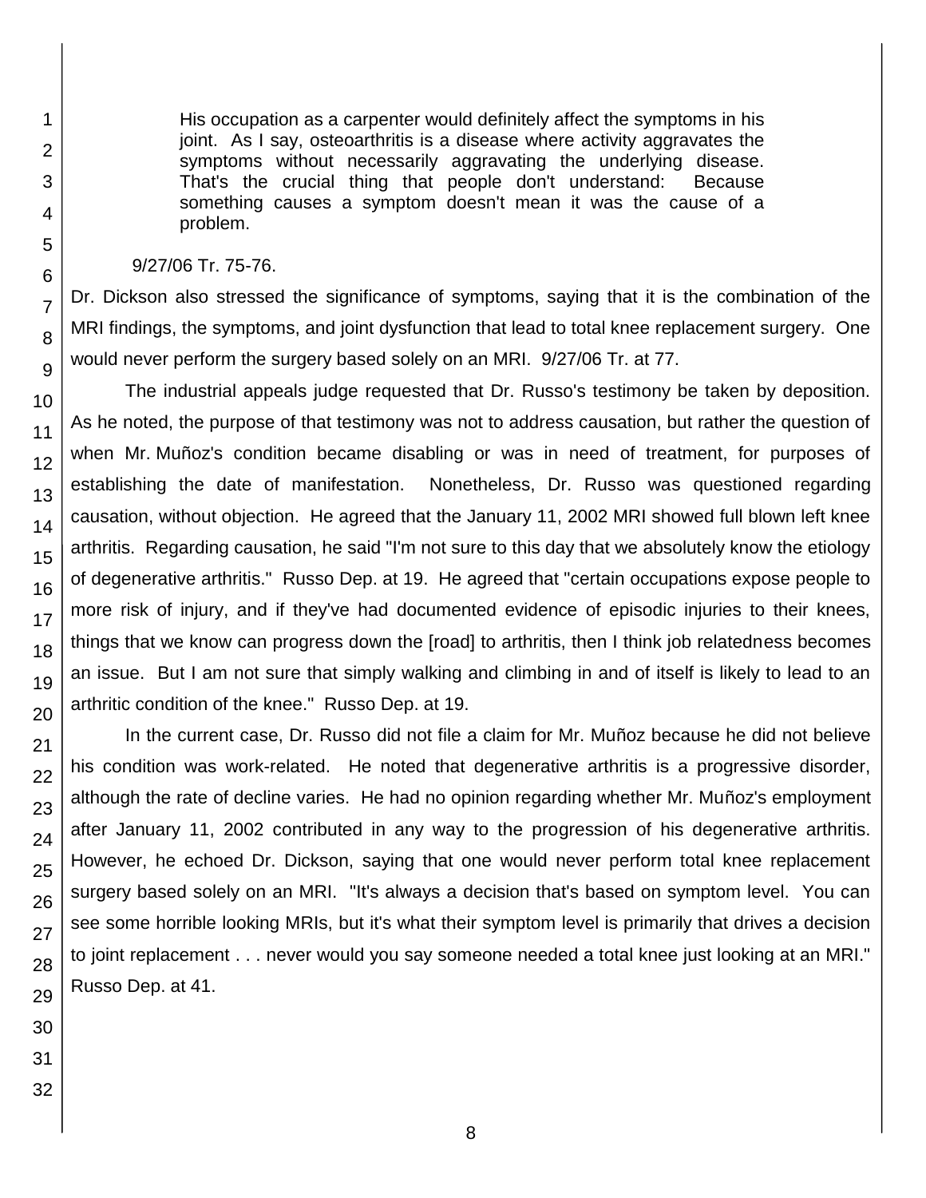> His occupation as a carpenter would definitely affect the symptoms in his joint. As I say, osteoarthritis is a disease where activity aggravates the symptoms without necessarily aggravating the underlying disease. That's the crucial thing that people don't understand: Because something causes a symptom doesn't mean it was the cause of a problem.

9/27/06 Tr. 75-76.

Dr. Dickson also stressed the significance of symptoms, saying that it is the combination of the MRI findings, the symptoms, and joint dysfunction that lead to total knee replacement surgery. One would never perform the surgery based solely on an MRI. 9/27/06 Tr. at 77.

The industrial appeals judge requested that Dr. Russo's testimony be taken by deposition. As he noted, the purpose of that testimony was not to address causation, but rather the question of when Mr. Muñoz's condition became disabling or was in need of treatment, for purposes of establishing the date of manifestation. Nonetheless, Dr. Russo was questioned regarding causation, without objection. He agreed that the January 11, 2002 MRI showed full blown left knee arthritis. Regarding causation, he said "I'm not sure to this day that we absolutely know the etiology of degenerative arthritis." Russo Dep. at 19. He agreed that "certain occupations expose people to more risk of injury, and if they've had documented evidence of episodic injuries to their knees, things that we know can progress down the [road] to arthritis, then I think job relatedness becomes an issue. But I am not sure that simply walking and climbing in and of itself is likely to lead to an arthritic condition of the knee." Russo Dep. at 19.

In the current case, Dr. Russo did not file a claim for Mr. Muñoz because he did not believe his condition was work-related. He noted that degenerative arthritis is a progressive disorder, although the rate of decline varies. He had no opinion regarding whether Mr. Muñoz's employment after January 11, 2002 contributed in any way to the progression of his degenerative arthritis. However, he echoed Dr. Dickson, saying that one would never perform total knee replacement surgery based solely on an MRI. "It's always a decision that's based on symptom level. You can see some horrible looking MRIs, but it's what their symptom level is primarily that drives a decision to joint replacement . . . never would you say someone needed a total knee just looking at an MRI." Russo Dep. at 41.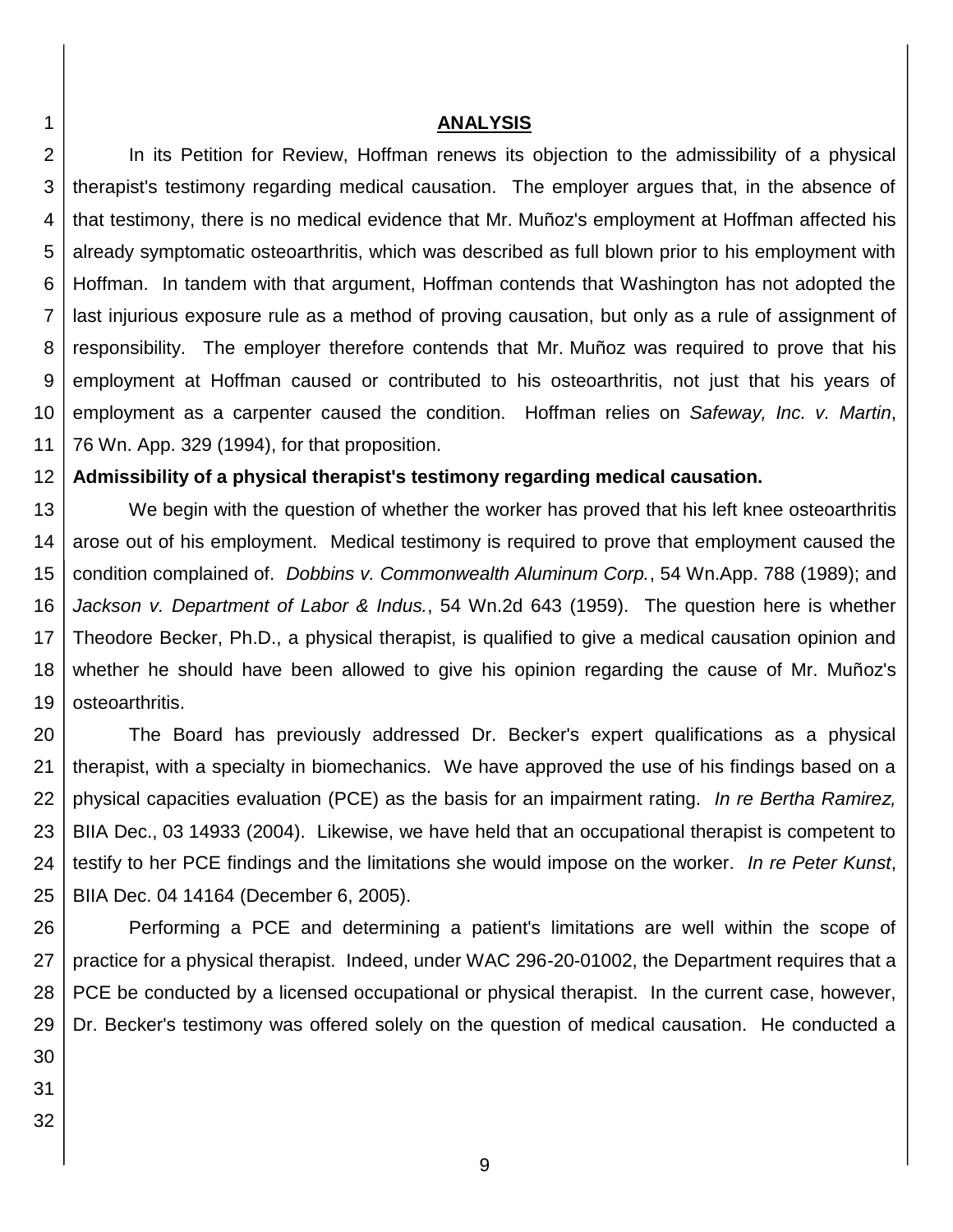## ANALYSIS

In its Petition for Review, Hoffman renews its objection to the admissibility of a physical therapist's testimony regarding medical causation. The employer argues that, in the absence of that testimony, there is no medical evidence that Mr. Muñoz's employment at Hoffman affected his already symptomatic osteoarthritis, which was described as full blown prior to his employment with Hoffman. In tandem with that argument, Hoffman contends that Washington has not adopted the last injurious exposure rule as a method of proving causation, but only as a rule of assignment of responsibility. The employer therefore contends that Mr. Muñoz was required to prove that his employment at Hoffman caused or contributed to his osteoarthritis, not just that his years of employment as a carpenter caused the condition. Hoffman relies on *Safeway, Inc. v. Martin*, 76 Wn. App. 329 (1994), for that proposition.

**Admissibility of a physical therapist's testimony regarding medical causation.**

We begin with the question of whether the worker has proved that his left knee osteoarthritis arose out of his employment. Medical testimony is required to prove that employment caused the condition complained of. *Dobbins v. Commonwealth Aluminum Corp.*, 54 Wn.App. 788 (1989); and *Jackson v. Department of Labor & Indus.*, 54 Wn.2d 643 (1959). The question here is whether Theodore Becker, Ph.D., a physical therapist, is qualified to give a medical causation opinion and whether he should have been allowed to give his opinion regarding the cause of Mr. Muñoz's osteoarthritis.

The Board has previously addressed Dr. Becker's expert qualifications as a physical therapist, with a specialty in biomechanics. We have approved the use of his findings based on a physical capacities evaluation (PCE) as the basis for an impairment rating. *In re Bertha Ramirez,* BIIA Dec., 03 14933 (2004). Likewise, we have held that an occupational therapist is competent to testify to her PCE findings and the limitations she would impose on the worker. *In re Peter Kunst*, BIIA Dec. 04 14164 (December 6, 2005).

Performing a PCE and determining a patient's limitations are well within the scope of practice for a physical therapist. Indeed, under WAC 296-20-01002, the Department requires that a PCE be conducted by a licensed occupational or physical therapist. In the current case, however, Dr. Becker's testimony was offered solely on the question of medical causation. He conducted a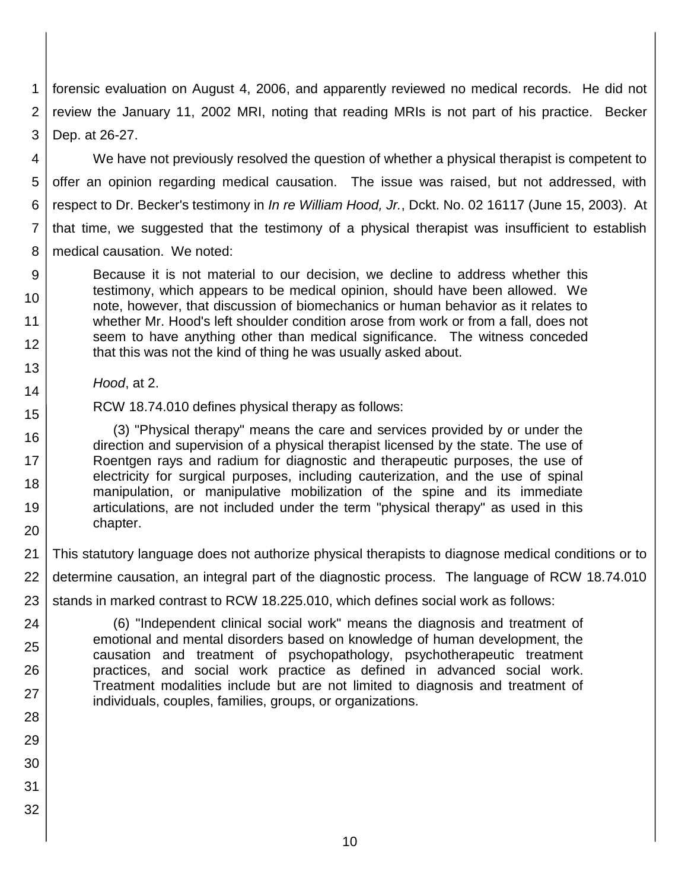forensic evaluation on August 4, 2006, and apparently reviewed no medical records. He did not review the January 11, 2002 MRI, noting that reading MRIs is not part of his practice. Becker Dep. at 26-27.

We have not previously resolved the question of whether a physical therapist is competent to offer an opinion regarding medical causation. The issue was raised, but not addressed, with respect to Dr. Becker's testimony in *In re William Hood, Jr.*, Dckt. No. 02 16117 (June 15, 2003). At that time, we suggested that the testimony of a physical therapist was insufficient to establish medical causation. We noted:

> Because it is not material to our decision, we decline to address whether this testimony, which appears to be medical opinion, should have been allowed. We note, however, that discussion of biomechanics or human behavior as it relates to whether Mr. Hood's left shoulder condition arose from work or from a fall, does not seem to have anything other than medical significance. The witness conceded that this was not the kind of thing he was usually asked about.
>
> *Hood*, at 2.

RCW 18.74.010 defines physical therapy as follows:

> (3) "Physical therapy" means the care and services provided by or under the direction and supervision of a physical therapist licensed by the state. The use of Roentgen rays and radium for diagnostic and therapeutic purposes, the use of electricity for surgical purposes, including cauterization, and the use of spinal manipulation, or manipulative mobilization of the spine and its immediate articulations, are not included under the term "physical therapy" as used in this chapter.

This statutory language does not authorize physical therapists to diagnose medical conditions or to determine causation, an integral part of the diagnostic process. The language of RCW 18.74.010 stands in marked contrast to RCW 18.225.010, which defines social work as follows:

> (6) "Independent clinical social work" means the diagnosis and treatment of emotional and mental disorders based on knowledge of human development, the causation and treatment of psychopathology, psychotherapeutic treatment practices, and social work practice as defined in advanced social work. Treatment modalities include but are not limited to diagnosis and treatment of individuals, couples, families, groups, or organizations.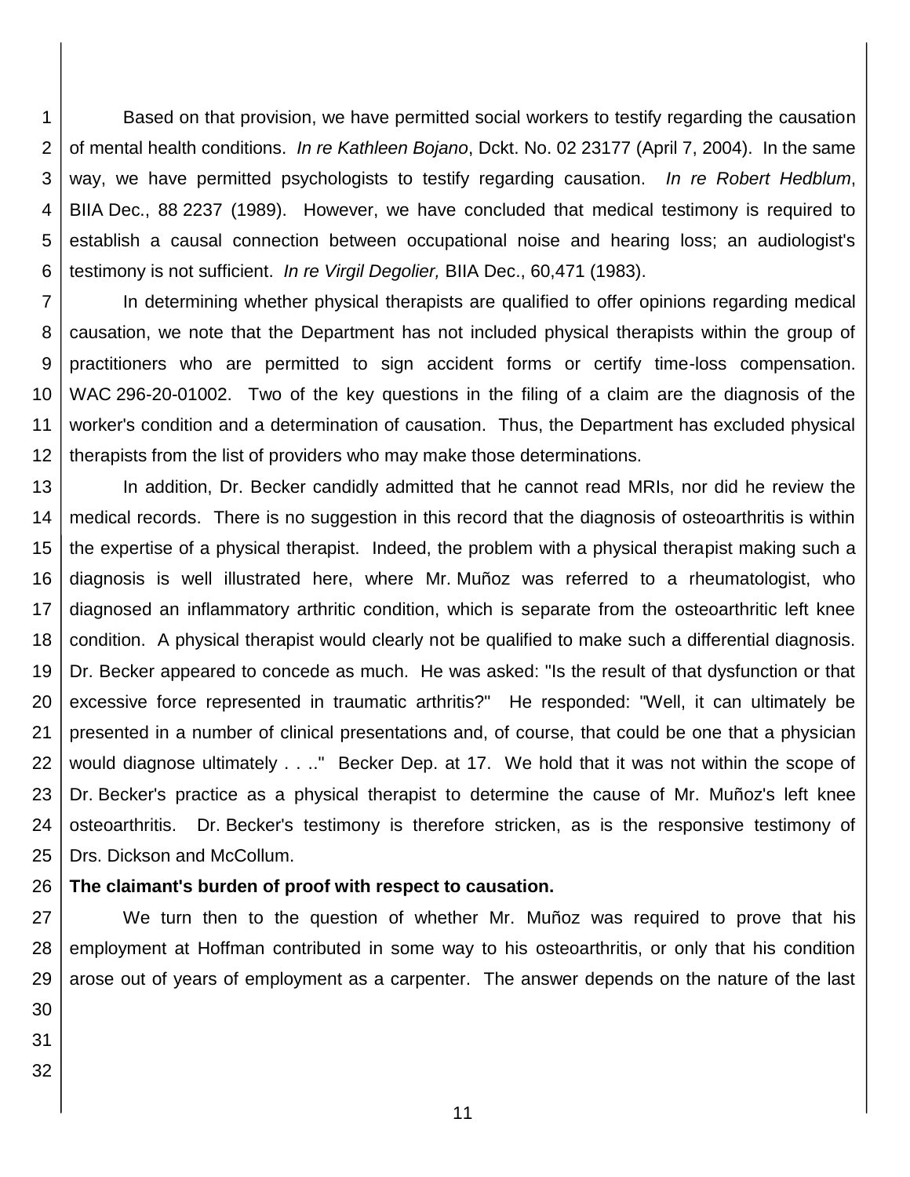Based on that provision, we have permitted social workers to testify regarding the causation of mental health conditions. *In re Kathleen Bojano*, Dckt. No. 02 23177 (April 7, 2004). In the same way, we have permitted psychologists to testify regarding causation. *In re Robert Hedblum*, BIIA Dec., 88 2237 (1989). However, we have concluded that medical testimony is required to establish a causal connection between occupational noise and hearing loss; an audiologist's testimony is not sufficient. *In re Virgil Degolier,* BIIA Dec., 60,471 (1983).

In determining whether physical therapists are qualified to offer opinions regarding medical causation, we note that the Department has not included physical therapists within the group of practitioners who are permitted to sign accident forms or certify time-loss compensation. WAC 296-20-01002. Two of the key questions in the filing of a claim are the diagnosis of the worker's condition and a determination of causation. Thus, the Department has excluded physical therapists from the list of providers who may make those determinations.

In addition, Dr. Becker candidly admitted that he cannot read MRIs, nor did he review the medical records. There is no suggestion in this record that the diagnosis of osteoarthritis is within the expertise of a physical therapist. Indeed, the problem with a physical therapist making such a diagnosis is well illustrated here, where Mr. Muñoz was referred to a rheumatologist, who diagnosed an inflammatory arthritic condition, which is separate from the osteoarthritic left knee condition. A physical therapist would clearly not be qualified to make such a differential diagnosis. Dr. Becker appeared to concede as much. He was asked: "Is the result of that dysfunction or that excessive force represented in traumatic arthritis?" He responded: "Well, it can ultimately be presented in a number of clinical presentations and, of course, that could be one that a physician would diagnose ultimately . . .." Becker Dep. at 17. We hold that it was not within the scope of Dr. Becker's practice as a physical therapist to determine the cause of Mr. Muñoz's left knee osteoarthritis. Dr. Becker's testimony is therefore stricken, as is the responsive testimony of Drs. Dickson and McCollum.

**The claimant's burden of proof with respect to causation.**

We turn then to the question of whether Mr. Muñoz was required to prove that his employment at Hoffman contributed in some way to his osteoarthritis, or only that his condition arose out of years of employment as a carpenter. The answer depends on the nature of the last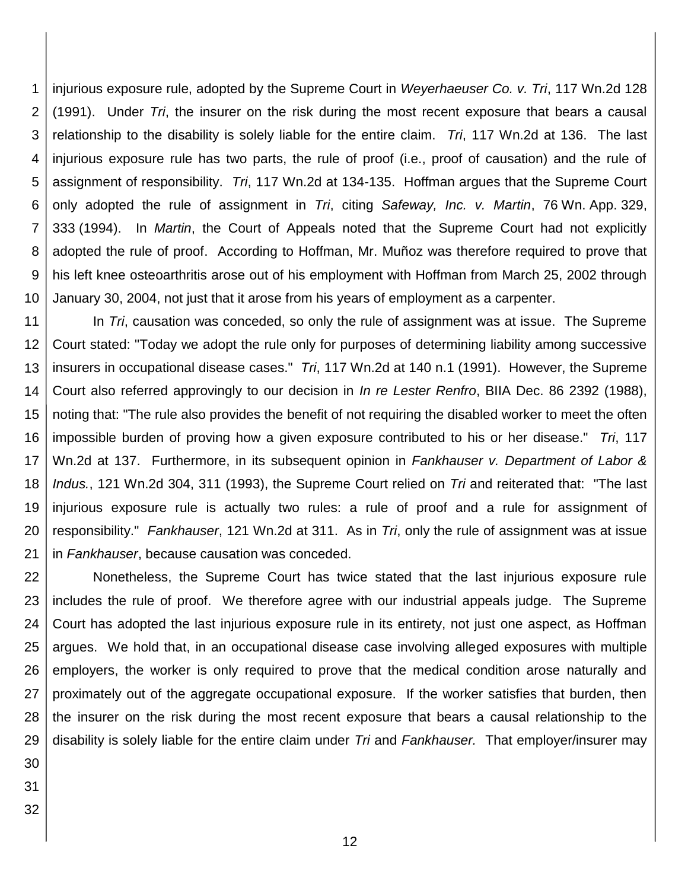injurious exposure rule, adopted by the Supreme Court in *Weyerhaeuser Co. v. Tri*, 117 Wn.2d 128 (1991). Under *Tri*, the insurer on the risk during the most recent exposure that bears a causal relationship to the disability is solely liable for the entire claim. *Tri*, 117 Wn.2d at 136. The last injurious exposure rule has two parts, the rule of proof (i.e., proof of causation) and the rule of assignment of responsibility. *Tri*, 117 Wn.2d at 134-135. Hoffman argues that the Supreme Court only adopted the rule of assignment in *Tri*, citing *Safeway, Inc. v. Martin*, 76 Wn. App. 329, 333 (1994). In *Martin*, the Court of Appeals noted that the Supreme Court had not explicitly adopted the rule of proof. According to Hoffman, Mr. Muñoz was therefore required to prove that his left knee osteoarthritis arose out of his employment with Hoffman from March 25, 2002 through January 30, 2004, not just that it arose from his years of employment as a carpenter.

In *Tri*, causation was conceded, so only the rule of assignment was at issue. The Supreme Court stated: "Today we adopt the rule only for purposes of determining liability among successive insurers in occupational disease cases." *Tri*, 117 Wn.2d at 140 n.1 (1991). However, the Supreme Court also referred approvingly to our decision in *In re Lester Renfro*, BIIA Dec. 86 2392 (1988), noting that: "The rule also provides the benefit of not requiring the disabled worker to meet the often impossible burden of proving how a given exposure contributed to his or her disease." *Tri*, 117 Wn.2d at 137. Furthermore, in its subsequent opinion in *Fankhauser v. Department of Labor & Indus.*, 121 Wn.2d 304, 311 (1993), the Supreme Court relied on *Tri* and reiterated that: "The last injurious exposure rule is actually two rules: a rule of proof and a rule for assignment of responsibility." *Fankhauser*, 121 Wn.2d at 311. As in *Tri*, only the rule of assignment was at issue in *Fankhauser*, because causation was conceded.

Nonetheless, the Supreme Court has twice stated that the last injurious exposure rule includes the rule of proof. We therefore agree with our industrial appeals judge. The Supreme Court has adopted the last injurious exposure rule in its entirety, not just one aspect, as Hoffman argues. We hold that, in an occupational disease case involving alleged exposures with multiple employers, the worker is only required to prove that the medical condition arose naturally and proximately out of the aggregate occupational exposure. If the worker satisfies that burden, then the insurer on the risk during the most recent exposure that bears a causal relationship to the disability is solely liable for the entire claim under *Tri* and *Fankhauser.* That employer/insurer may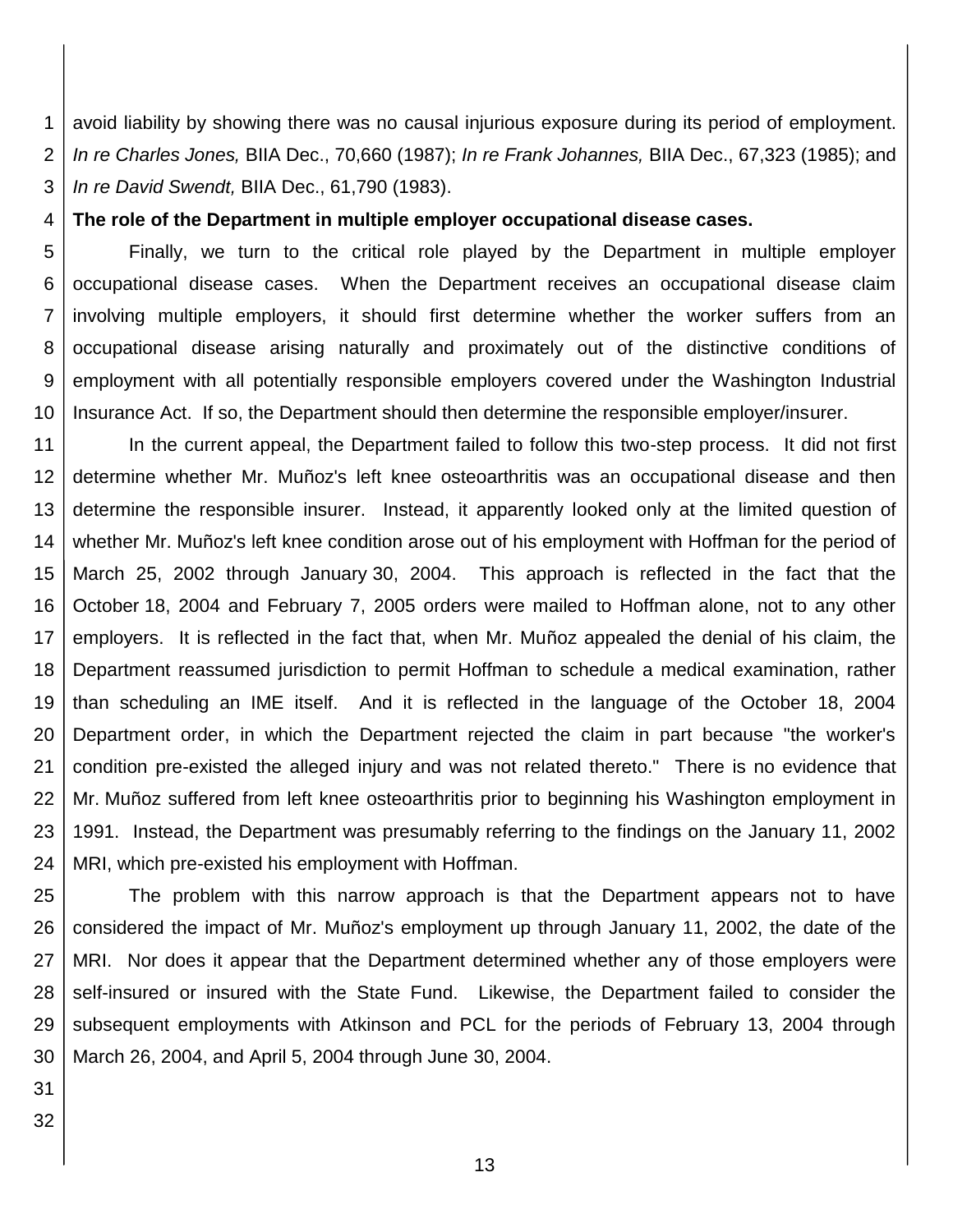avoid liability by showing there was no causal injurious exposure during its period of employment. *In re Charles Jones,* BIIA Dec., 70,660 (1987); *In re Frank Johannes,* BIIA Dec., 67,323 (1985); and *In re David Swendt,* BIIA Dec., 61,790 (1983).

**The role of the Department in multiple employer occupational disease cases.**

Finally, we turn to the critical role played by the Department in multiple employer occupational disease cases. When the Department receives an occupational disease claim involving multiple employers, it should first determine whether the worker suffers from an occupational disease arising naturally and proximately out of the distinctive conditions of employment with all potentially responsible employers covered under the Washington Industrial Insurance Act. If so, the Department should then determine the responsible employer/insurer.

In the current appeal, the Department failed to follow this two-step process. It did not first determine whether Mr. Muñoz's left knee osteoarthritis was an occupational disease and then determine the responsible insurer. Instead, it apparently looked only at the limited question of whether Mr. Muñoz's left knee condition arose out of his employment with Hoffman for the period of March 25, 2002 through January 30, 2004. This approach is reflected in the fact that the October 18, 2004 and February 7, 2005 orders were mailed to Hoffman alone, not to any other employers. It is reflected in the fact that, when Mr. Muñoz appealed the denial of his claim, the Department reassumed jurisdiction to permit Hoffman to schedule a medical examination, rather than scheduling an IME itself. And it is reflected in the language of the October 18, 2004 Department order, in which the Department rejected the claim in part because "the worker's condition pre-existed the alleged injury and was not related thereto." There is no evidence that Mr. Muñoz suffered from left knee osteoarthritis prior to beginning his Washington employment in 1991. Instead, the Department was presumably referring to the findings on the January 11, 2002 MRI, which pre-existed his employment with Hoffman.

The problem with this narrow approach is that the Department appears not to have considered the impact of Mr. Muñoz's employment up through January 11, 2002, the date of the MRI. Nor does it appear that the Department determined whether any of those employers were self-insured or insured with the State Fund. Likewise, the Department failed to consider the subsequent employments with Atkinson and PCL for the periods of February 13, 2004 through March 26, 2004, and April 5, 2004 through June 30, 2004.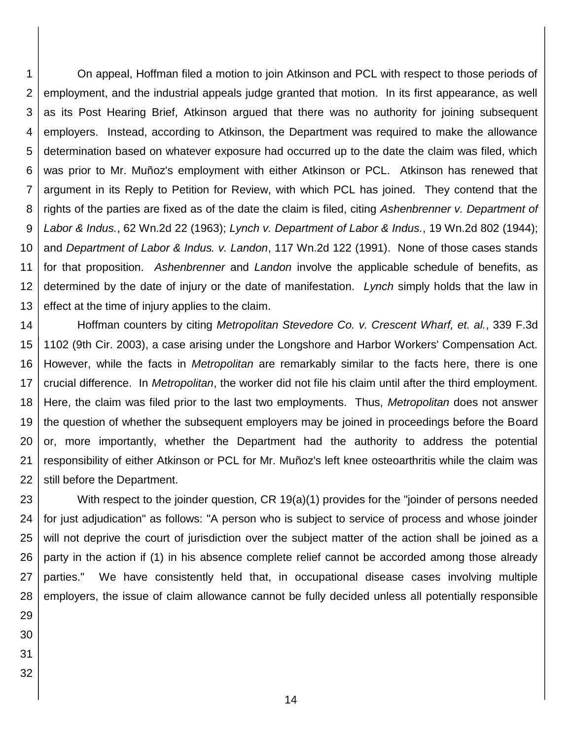On appeal, Hoffman filed a motion to join Atkinson and PCL with respect to those periods of employment, and the industrial appeals judge granted that motion. In its first appearance, as well as its Post Hearing Brief, Atkinson argued that there was no authority for joining subsequent employers. Instead, according to Atkinson, the Department was required to make the allowance determination based on whatever exposure had occurred up to the date the claim was filed, which was prior to Mr. Muñoz's employment with either Atkinson or PCL. Atkinson has renewed that argument in its Reply to Petition for Review, with which PCL has joined. They contend that the rights of the parties are fixed as of the date the claim is filed, citing *Ashenbrenner v. Department of Labor & Indus.*, 62 Wn.2d 22 (1963); *Lynch v. Department of Labor & Indus.*, 19 Wn.2d 802 (1944); and *Department of Labor & Indus. v. Landon*, 117 Wn.2d 122 (1991). None of those cases stands for that proposition. *Ashenbrenner* and *Landon* involve the applicable schedule of benefits, as determined by the date of injury or the date of manifestation. *Lynch* simply holds that the law in effect at the time of injury applies to the claim.

Hoffman counters by citing *Metropolitan Stevedore Co. v. Crescent Wharf, et. al.*, 339 F.3d 1102 (9th Cir. 2003), a case arising under the Longshore and Harbor Workers' Compensation Act. However, while the facts in *Metropolitan* are remarkably similar to the facts here, there is one crucial difference. In *Metropolitan*, the worker did not file his claim until after the third employment. Here, the claim was filed prior to the last two employments. Thus, *Metropolitan* does not answer the question of whether the subsequent employers may be joined in proceedings before the Board or, more importantly, whether the Department had the authority to address the potential responsibility of either Atkinson or PCL for Mr. Muñoz's left knee osteoarthritis while the claim was still before the Department.

With respect to the joinder question, CR 19(a)(1) provides for the "joinder of persons needed for just adjudication" as follows: "A person who is subject to service of process and whose joinder will not deprive the court of jurisdiction over the subject matter of the action shall be joined as a party in the action if (1) in his absence complete relief cannot be accorded among those already parties." We have consistently held that, in occupational disease cases involving multiple employers, the issue of claim allowance cannot be fully decided unless all potentially responsible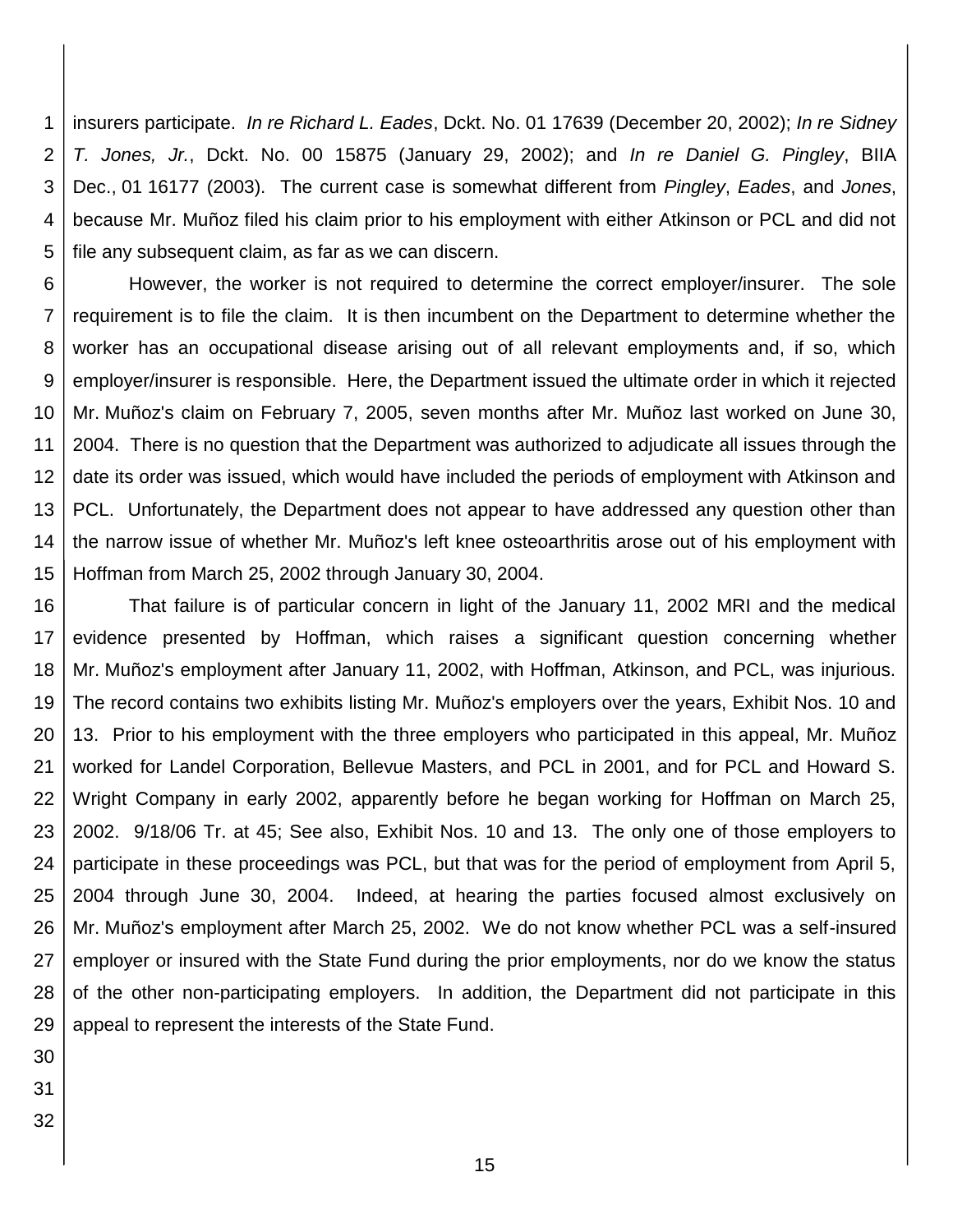insurers participate. *In re Richard L. Eades*, Dckt. No. 01 17639 (December 20, 2002); *In re Sidney T. Jones, Jr.*, Dckt. No. 00 15875 (January 29, 2002); and *In re Daniel G. Pingley*, BIIA Dec., 01 16177 (2003). The current case is somewhat different from *Pingley*, *Eades*, and *Jones*, because Mr. Muñoz filed his claim prior to his employment with either Atkinson or PCL and did not file any subsequent claim, as far as we can discern.

However, the worker is not required to determine the correct employer/insurer. The sole requirement is to file the claim. It is then incumbent on the Department to determine whether the worker has an occupational disease arising out of all relevant employments and, if so, which employer/insurer is responsible. Here, the Department issued the ultimate order in which it rejected Mr. Muñoz's claim on February 7, 2005, seven months after Mr. Muñoz last worked on June 30, 2004. There is no question that the Department was authorized to adjudicate all issues through the date its order was issued, which would have included the periods of employment with Atkinson and PCL. Unfortunately, the Department does not appear to have addressed any question other than the narrow issue of whether Mr. Muñoz's left knee osteoarthritis arose out of his employment with Hoffman from March 25, 2002 through January 30, 2004.

That failure is of particular concern in light of the January 11, 2002 MRI and the medical evidence presented by Hoffman, which raises a significant question concerning whether Mr. Muñoz's employment after January 11, 2002, with Hoffman, Atkinson, and PCL, was injurious. The record contains two exhibits listing Mr. Muñoz's employers over the years, Exhibit Nos. 10 and 13. Prior to his employment with the three employers who participated in this appeal, Mr. Muñoz worked for Landel Corporation, Bellevue Masters, and PCL in 2001, and for PCL and Howard S. Wright Company in early 2002, apparently before he began working for Hoffman on March 25, 2002. 9/18/06 Tr. at 45; See also, Exhibit Nos. 10 and 13. The only one of those employers to participate in these proceedings was PCL, but that was for the period of employment from April 5, 2004 through June 30, 2004. Indeed, at hearing the parties focused almost exclusively on Mr. Muñoz's employment after March 25, 2002. We do not know whether PCL was a self-insured employer or insured with the State Fund during the prior employments, nor do we know the status of the other non-participating employers. In addition, the Department did not participate in this appeal to represent the interests of the State Fund.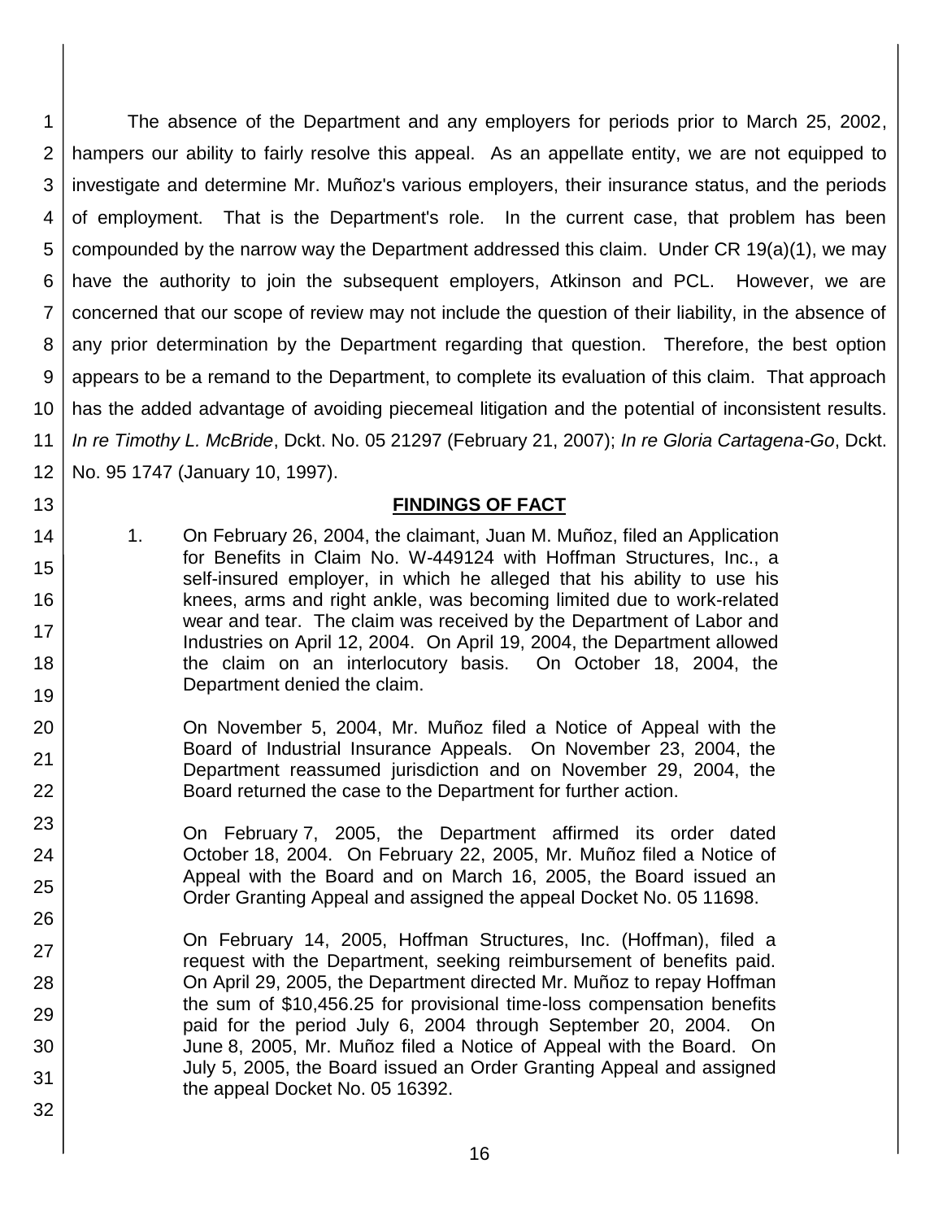The absence of the Department and any employers for periods prior to March 25, 2002, hampers our ability to fairly resolve this appeal. As an appellate entity, we are not equipped to investigate and determine Mr. Muñoz's various employers, their insurance status, and the periods of employment. That is the Department's role. In the current case, that problem has been compounded by the narrow way the Department addressed this claim. Under CR 19(a)(1), we may have the authority to join the subsequent employers, Atkinson and PCL. However, we are concerned that our scope of review may not include the question of their liability, in the absence of any prior determination by the Department regarding that question. Therefore, the best option appears to be a remand to the Department, to complete its evaluation of this claim. That approach has the added advantage of avoiding piecemeal litigation and the potential of inconsistent results. *In re Timothy L. McBride*, Dckt. No. 05 21297 (February 21, 2007); *In re Gloria Cartagena-Go*, Dckt. No. 95 1747 (January 10, 1997).

## FINDINGS OF FACT

1. On February 26, 2004, the claimant, Juan M. Muñoz, filed an Application for Benefits in Claim No. W-449124 with Hoffman Structures, Inc., a self-insured employer, in which he alleged that his ability to use his knees, arms and right ankle, was becoming limited due to work-related wear and tear. The claim was received by the Department of Labor and Industries on April 12, 2004. On April 19, 2004, the Department allowed the claim on an interlocutory basis. On October 18, 2004, the Department denied the claim.

   On November 5, 2004, Mr. Muñoz filed a Notice of Appeal with the Board of Industrial Insurance Appeals. On November 23, 2004, the Department reassumed jurisdiction and on November 29, 2004, the Board returned the case to the Department for further action.

   On February 7, 2005, the Department affirmed its order dated October 18, 2004. On February 22, 2005, Mr. Muñoz filed a Notice of Appeal with the Board and on March 16, 2005, the Board issued an Order Granting Appeal and assigned the appeal Docket No. 05 11698.

   On February 14, 2005, Hoffman Structures, Inc. (Hoffman), filed a request with the Department, seeking reimbursement of benefits paid. On April 29, 2005, the Department directed Mr. Muñoz to repay Hoffman the sum of $10,456.25 for provisional time-loss compensation benefits paid for the period July 6, 2004 through September 20, 2004. On June 8, 2005, Mr. Muñoz filed a Notice of Appeal with the Board. On July 5, 2005, the Board issued an Order Granting Appeal and assigned the appeal Docket No. 05 16392.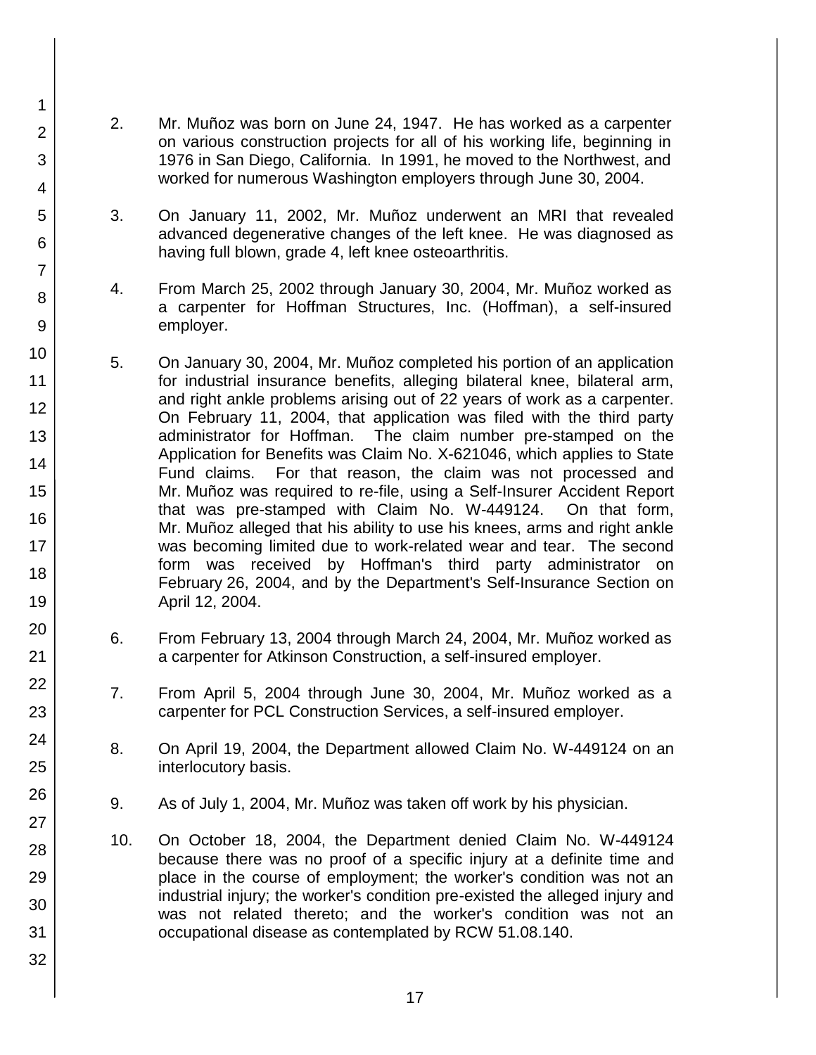2. Mr. Muñoz was born on June 24, 1947. He has worked as a carpenter on various construction projects for all of his working life, beginning in 1976 in San Diego, California. In 1991, he moved to the Northwest, and worked for numerous Washington employers through June 30, 2004.

3. On January 11, 2002, Mr. Muñoz underwent an MRI that revealed advanced degenerative changes of the left knee. He was diagnosed as having full blown, grade 4, left knee osteoarthritis.

4. From March 25, 2002 through January 30, 2004, Mr. Muñoz worked as a carpenter for Hoffman Structures, Inc. (Hoffman), a self-insured employer.

5. On January 30, 2004, Mr. Muñoz completed his portion of an application for industrial insurance benefits, alleging bilateral knee, bilateral arm, and right ankle problems arising out of 22 years of work as a carpenter. On February 11, 2004, that application was filed with the third party administrator for Hoffman. The claim number pre-stamped on the Application for Benefits was Claim No. X-621046, which applies to State Fund claims. For that reason, the claim was not processed and Mr. Muñoz was required to re-file, using a Self-Insurer Accident Report that was pre-stamped with Claim No. W-449124. On that form, Mr. Muñoz alleged that his ability to use his knees, arms and right ankle was becoming limited due to work-related wear and tear. The second form was received by Hoffman's third party administrator on February 26, 2004, and by the Department's Self-Insurance Section on April 12, 2004.

6. From February 13, 2004 through March 24, 2004, Mr. Muñoz worked as a carpenter for Atkinson Construction, a self-insured employer.

7. From April 5, 2004 through June 30, 2004, Mr. Muñoz worked as a carpenter for PCL Construction Services, a self-insured employer.

8. On April 19, 2004, the Department allowed Claim No. W-449124 on an interlocutory basis.

9. As of July 1, 2004, Mr. Muñoz was taken off work by his physician.

10. On October 18, 2004, the Department denied Claim No. W-449124 because there was no proof of a specific injury at a definite time and place in the course of employment; the worker's condition was not an industrial injury; the worker's condition pre-existed the alleged injury and was not related thereto; and the worker's condition was not an occupational disease as contemplated by RCW 51.08.140.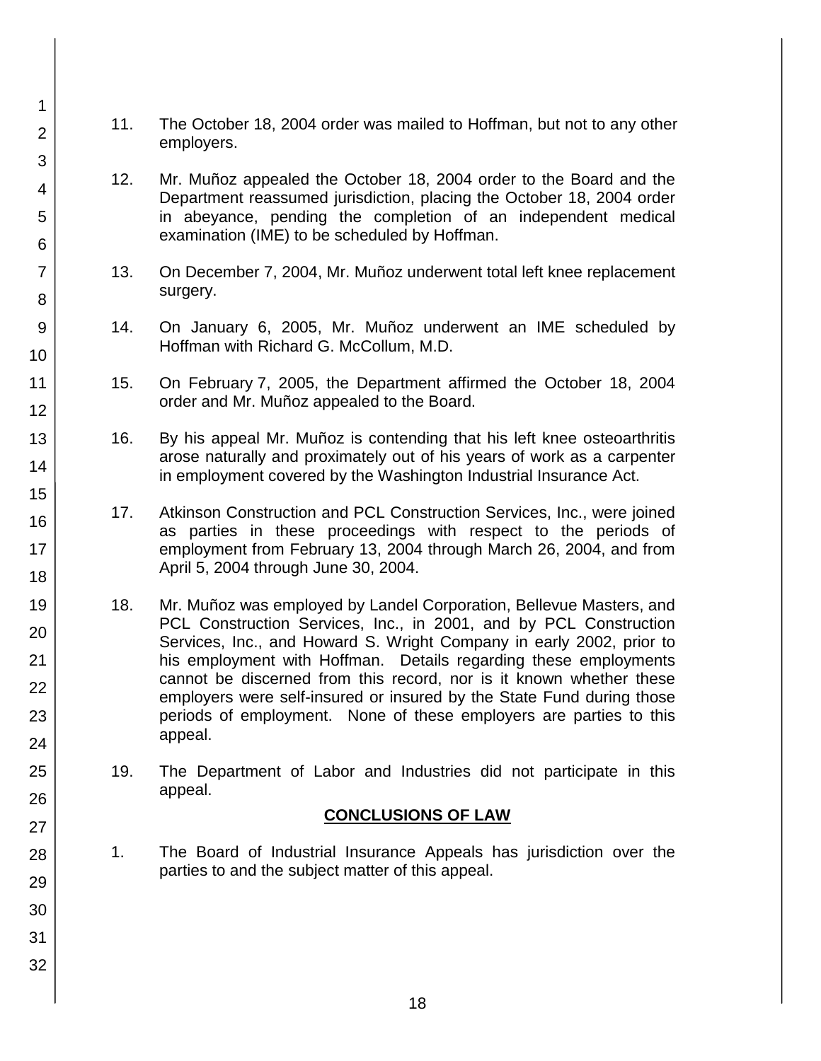11. The October 18, 2004 order was mailed to Hoffman, but not to any other employers.

12. Mr. Muñoz appealed the October 18, 2004 order to the Board and the Department reassumed jurisdiction, placing the October 18, 2004 order in abeyance, pending the completion of an independent medical examination (IME) to be scheduled by Hoffman.

13. On December 7, 2004, Mr. Muñoz underwent total left knee replacement surgery.

14. On January 6, 2005, Mr. Muñoz underwent an IME scheduled by Hoffman with Richard G. McCollum, M.D.

15. On February 7, 2005, the Department affirmed the October 18, 2004 order and Mr. Muñoz appealed to the Board.

16. By his appeal Mr. Muñoz is contending that his left knee osteoarthritis arose naturally and proximately out of his years of work as a carpenter in employment covered by the Washington Industrial Insurance Act.

17. Atkinson Construction and PCL Construction Services, Inc., were joined as parties in these proceedings with respect to the periods of employment from February 13, 2004 through March 26, 2004, and from April 5, 2004 through June 30, 2004.

18. Mr. Muñoz was employed by Landel Corporation, Bellevue Masters, and PCL Construction Services, Inc., in 2001, and by PCL Construction Services, Inc., and Howard S. Wright Company in early 2002, prior to his employment with Hoffman. Details regarding these employments cannot be discerned from this record, nor is it known whether these employers were self-insured or insured by the State Fund during those periods of employment. None of these employers are parties to this appeal.

19. The Department of Labor and Industries did not participate in this appeal.

## CONCLUSIONS OF LAW

1. The Board of Industrial Insurance Appeals has jurisdiction over the parties to and the subject matter of this appeal.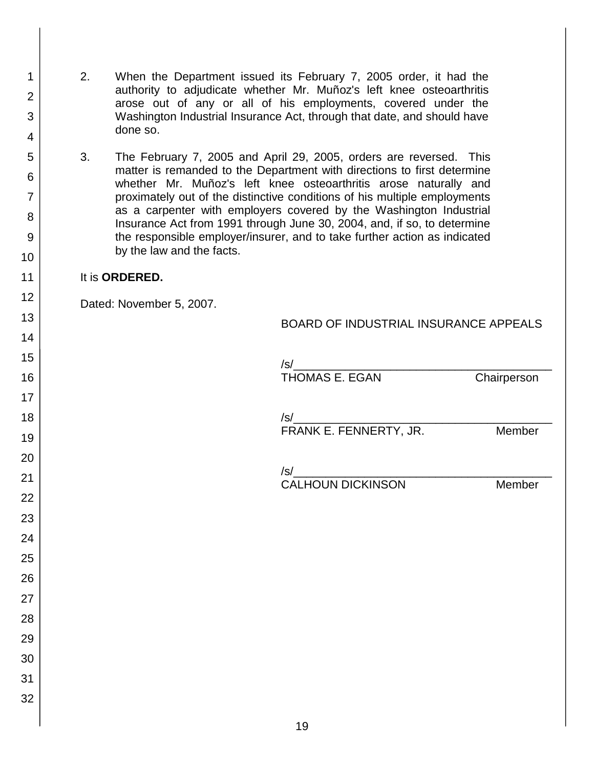2. When the Department issued its February 7, 2005 order, it had the authority to adjudicate whether Mr. Muñoz's left knee osteoarthritis arose out of any or all of his employments, covered under the Washington Industrial Insurance Act, through that date, and should have done so.

3. The February 7, 2005 and April 29, 2005, orders are reversed. This matter is remanded to the Department with directions to first determine whether Mr. Muñoz's left knee osteoarthritis arose naturally and proximately out of the distinctive conditions of his multiple employments as a carpenter with employers covered by the Washington Industrial Insurance Act from 1991 through June 30, 2004, and, if so, to determine the responsible employer/insurer, and to take further action as indicated by the law and the facts.

It is **ORDERED.**

Dated: November 5, 2007.

BOARD OF INDUSTRIAL INSURANCE APPEALS

/s/________________________________________
THOMAS E. EGAN Chairperson

/s/________________________________________
FRANK E. FENNERTY, JR. Member

/s/________________________________________
CALHOUN DICKINSON Member